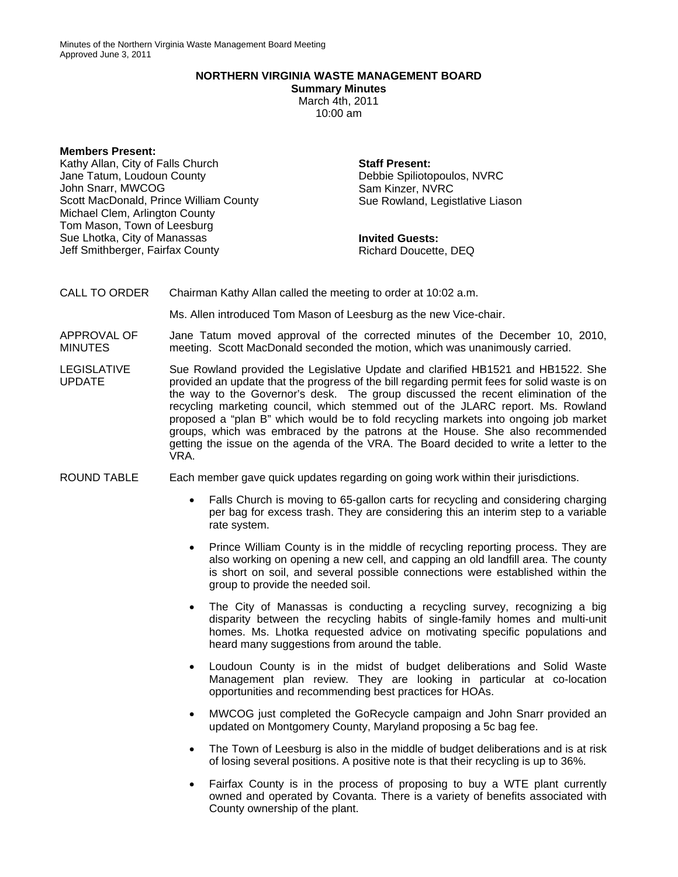Minutes of the Northern Virginia Waste Management Board Meeting
Approved June 3, 2011

# NORTHERN VIRGINIA WASTE MANAGEMENT BOARD

**Summary Minutes**
March 4th, 2011
10:00 am

**Members Present:**
Kathy Allan, City of Falls Church
Jane Tatum, Loudoun County
John Snarr, MWCOG
Scott MacDonald, Prince William County
Michael Clem, Arlington County
Tom Mason, Town of Leesburg
Sue Lhotka, City of Manassas
Jeff Smithberger, Fairfax County

**Staff Present:**
Debbie Spiliotopoulos, NVRC
Sam Kinzer, NVRC
Sue Rowland, Legistlative Liason

**Invited Guests:**
Richard Doucette, DEQ

CALL TO ORDER

Chairman Kathy Allan called the meeting to order at 10:02 a.m.

Ms. Allen introduced Tom Mason of Leesburg as the new Vice-chair.

APPROVAL OF MINUTES

Jane Tatum moved approval of the corrected minutes of the December 10, 2010, meeting. Scott MacDonald seconded the motion, which was unanimously carried.

LEGISLATIVE UPDATE

Sue Rowland provided the Legislative Update and clarified HB1521 and HB1522. She provided an update that the progress of the bill regarding permit fees for solid waste is on the way to the Governor's desk. The group discussed the recent elimination of the recycling marketing council, which stemmed out of the JLARC report. Ms. Rowland proposed a "plan B" which would be to fold recycling markets into ongoing job market groups, which was embraced by the patrons at the House. She also recommended getting the issue on the agenda of the VRA. The Board decided to write a letter to the VRA.

ROUND TABLE

Each member gave quick updates regarding on going work within their jurisdictions.

- Falls Church is moving to 65-gallon carts for recycling and considering charging per bag for excess trash. They are considering this an interim step to a variable rate system.
- Prince William County is in the middle of recycling reporting process. They are also working on opening a new cell, and capping an old landfill area. The county is short on soil, and several possible connections were established within the group to provide the needed soil.
- The City of Manassas is conducting a recycling survey, recognizing a big disparity between the recycling habits of single-family homes and multi-unit homes. Ms. Lhotka requested advice on motivating specific populations and heard many suggestions from around the table.
- Loudoun County is in the midst of budget deliberations and Solid Waste Management plan review. They are looking in particular at co-location opportunities and recommending best practices for HOAs.
- MWCOG just completed the GoRecycle campaign and John Snarr provided an updated on Montgomery County, Maryland proposing a 5c bag fee.
- The Town of Leesburg is also in the middle of budget deliberations and is at risk of losing several positions. A positive note is that their recycling is up to 36%.
- Fairfax County is in the process of proposing to buy a WTE plant currently owned and operated by Covanta. There is a variety of benefits associated with County ownership of the plant.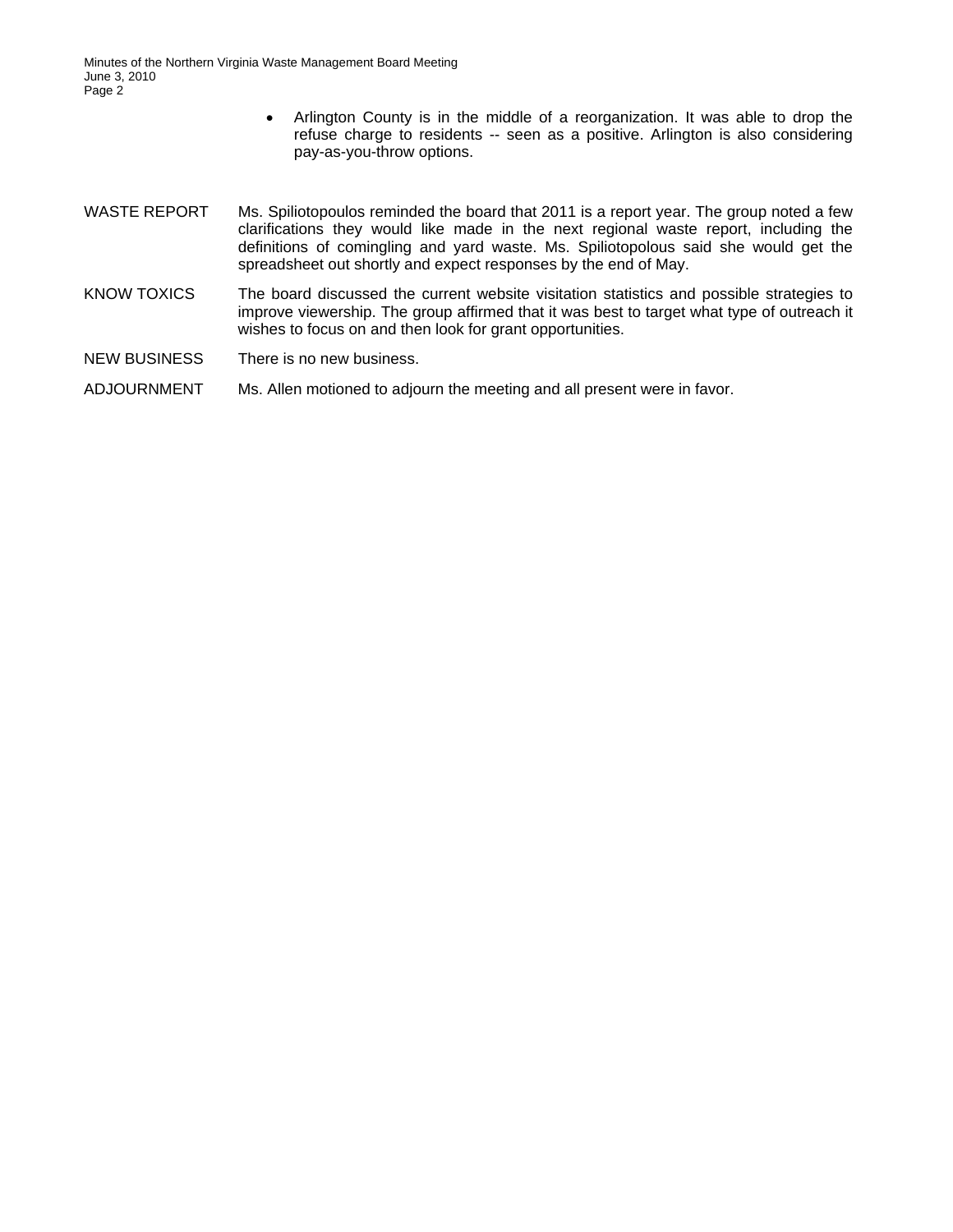- Arlington County is in the middle of a reorganization. It was able to drop the refuse charge to residents -- seen as a positive. Arlington is also considering pay-as-you-throw options.

WASTE REPORT Ms. Spiliotopoulos reminded the board that 2011 is a report year. The group noted a few clarifications they would like made in the next regional waste report, including the definitions of comingling and yard waste. Ms. Spiliotopolous said she would get the spreadsheet out shortly and expect responses by the end of May.

KNOW TOXICS The board discussed the current website visitation statistics and possible strategies to improve viewership. The group affirmed that it was best to target what type of outreach it wishes to focus on and then look for grant opportunities.

NEW BUSINESS There is no new business.

ADJOURNMENT Ms. Allen motioned to adjourn the meeting and all present were in favor.